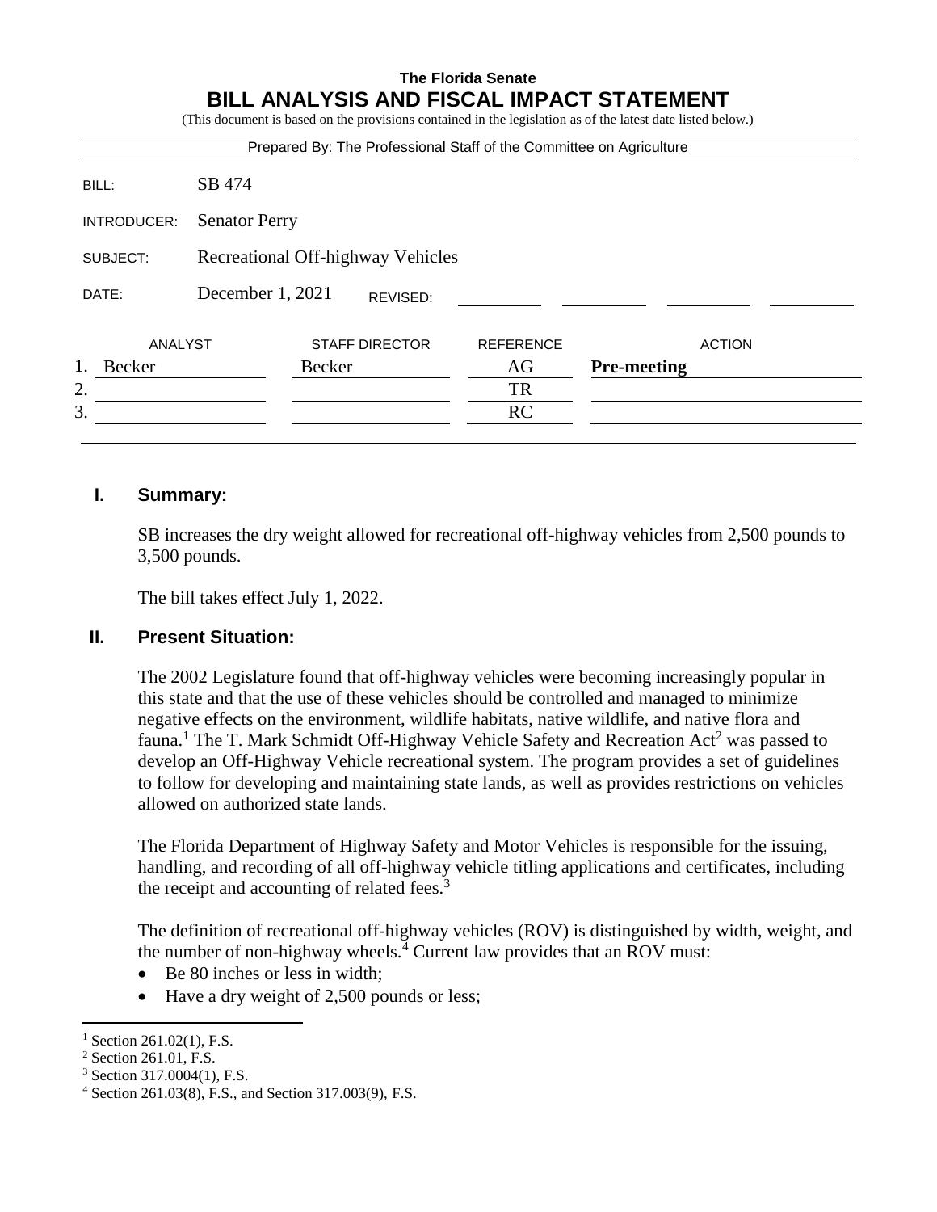**The Florida Senate**

# BILL ANALYSIS AND FISCAL IMPACT STATEMENT

(This document is based on the provisions contained in the legislation as of the latest date listed below.)

Prepared By: The Professional Staff of the Committee on Agriculture

| | |
|---|---|
| BILL: | SB 474 |
| INTRODUCER: | Senator Perry |
| SUBJECT: | Recreational Off-highway Vehicles |
| DATE: | December 1, 2021 REVISED: |

| | ANALYST | STAFF DIRECTOR | REFERENCE | ACTION |
|---|---|---|---|---|
| 1. | Becker | Becker | AG | **Pre-meeting** |
| 2. | | | TR | |
| 3. | | | RC | |

## I. Summary:

SB increases the dry weight allowed for recreational off-highway vehicles from 2,500 pounds to 3,500 pounds.

The bill takes effect July 1, 2022.

## II. Present Situation:

The 2002 Legislature found that off-highway vehicles were becoming increasingly popular in this state and that the use of these vehicles should be controlled and managed to minimize negative effects on the environment, wildlife habitats, native wildlife, and native flora and fauna.[1] The T. Mark Schmidt Off-Highway Vehicle Safety and Recreation Act[2] was passed to develop an Off-Highway Vehicle recreational system. The program provides a set of guidelines to follow for developing and maintaining state lands, as well as provides restrictions on vehicles allowed on authorized state lands.

The Florida Department of Highway Safety and Motor Vehicles is responsible for the issuing, handling, and recording of all off-highway vehicle titling applications and certificates, including the receipt and accounting of related fees.[3]

The definition of recreational off-highway vehicles (ROV) is distinguished by width, weight, and the number of non-highway wheels.[4] Current law provides that an ROV must:

- Be 80 inches or less in width;
- Have a dry weight of 2,500 pounds or less;

---

[1] Section 261.02(1), F.S.

[2] Section 261.01, F.S.

[3] Section 317.0004(1), F.S.

[4] Section 261.03(8), F.S., and Section 317.003(9), F.S.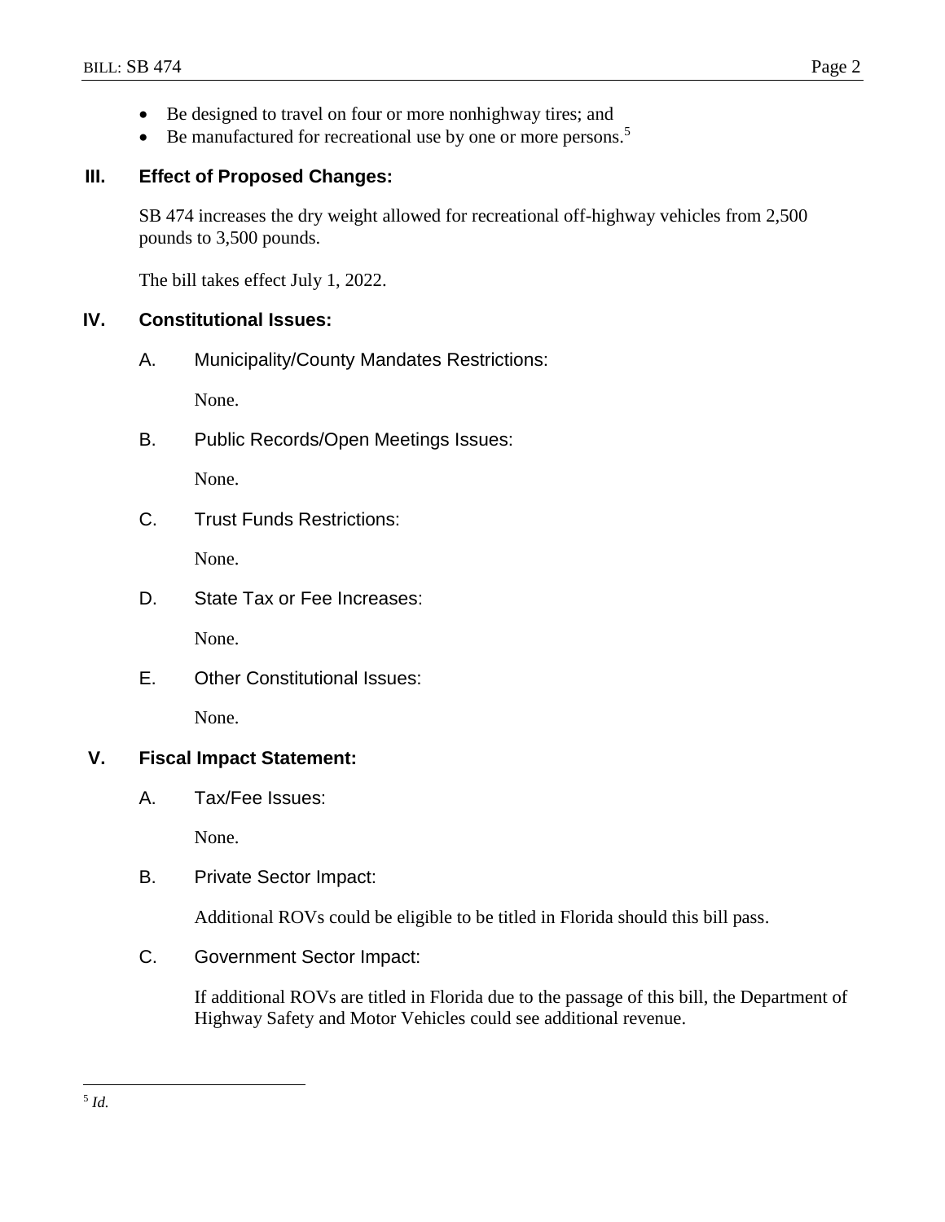- Be designed to travel on four or more nonhighway tires; and
- Be manufactured for recreational use by one or more persons.[5]

## III. Effect of Proposed Changes:

SB 474 increases the dry weight allowed for recreational off-highway vehicles from 2,500 pounds to 3,500 pounds.

The bill takes effect July 1, 2022.

## IV. Constitutional Issues:

### A. Municipality/County Mandates Restrictions:

None.

### B. Public Records/Open Meetings Issues:

None.

### C. Trust Funds Restrictions:

None.

### D. State Tax or Fee Increases:

None.

### E. Other Constitutional Issues:

None.

## V. Fiscal Impact Statement:

### A. Tax/Fee Issues:

None.

### B. Private Sector Impact:

Additional ROVs could be eligible to be titled in Florida should this bill pass.

### C. Government Sector Impact:

If additional ROVs are titled in Florida due to the passage of this bill, the Department of Highway Safety and Motor Vehicles could see additional revenue.

---

[5] *Id.*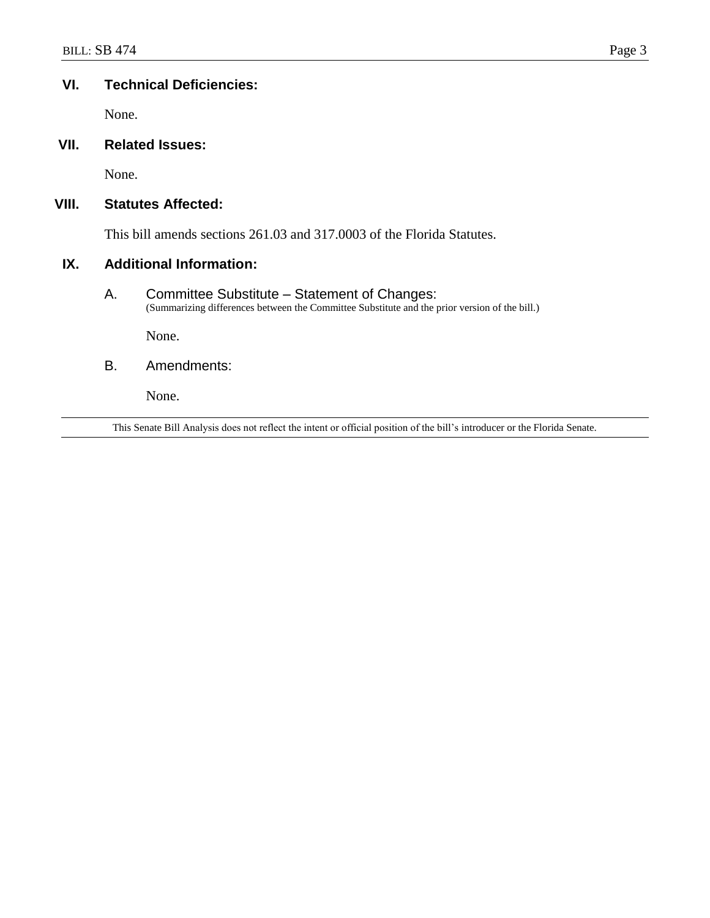## VI. Technical Deficiencies:

None.

## VII. Related Issues:

None.

## VIII. Statutes Affected:

This bill amends sections 261.03 and 317.0003 of the Florida Statutes.

## IX. Additional Information:

### A. Committee Substitute – Statement of Changes:

(Summarizing differences between the Committee Substitute and the prior version of the bill.)

None.

### B. Amendments:

None.

---

This Senate Bill Analysis does not reflect the intent or official position of the bill's introducer or the Florida Senate.

---